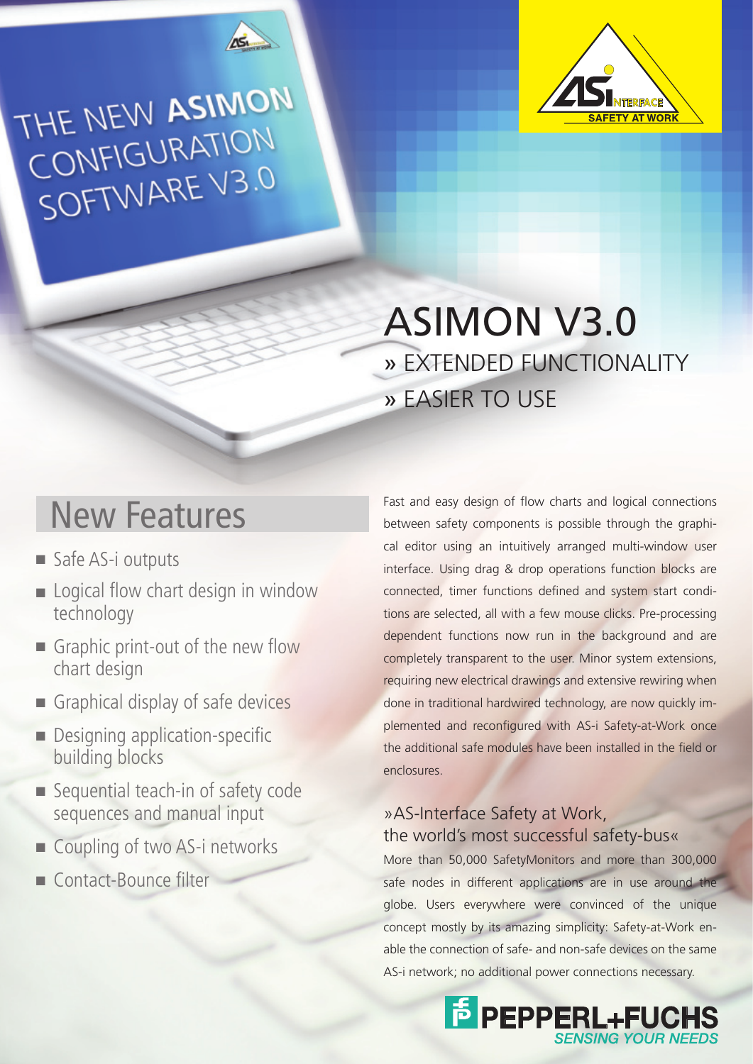THE NEW ASIMON CONFIGURATION SOFTWARE V3.0

# ASIMON V3.0

» EXTENDED FUNCTIONALITY

» EASIER TO USE

## New Features

- Safe AS-i outputs
- Logical flow chart design in window technology
- Graphic print-out of the new flow chart design
- Graphical display of safe devices
- Designing application-specific building blocks
- Sequential teach-in of safety code sequences and manual input
- Coupling of two AS-i networks
- Contact-Bounce filter

Fast and easy design of flow charts and logical connections between safety components is possible through the graphical editor using an intuitively arranged multi-window user interface. Using drag & drop operations function blocks are connected, timer functions defined and system start conditions are selected, all with a few mouse clicks. Pre-processing dependent functions now run in the background and are completely transparent to the user. Minor system extensions, requiring new electrical drawings and extensive rewiring when done in traditional hardwired technology, are now quickly implemented and reconfigured with AS-i Safety-at-Work once the additional safe modules have been installed in the field or enclosures.

### »AS-Interface Safety at Work, the world's most successful safety-bus«

More than 50,000 SafetyMonitors and more than 300,000 safe nodes in different applications are in use around the globe. Users everywhere were convinced of the unique concept mostly by its amazing simplicity: Safety-at-Work enable the connection of safe- and non-safe devices on the same AS-i network; no additional power connections necessary.

PEPPERL+FUCHS
SENSING YOUR NEEDS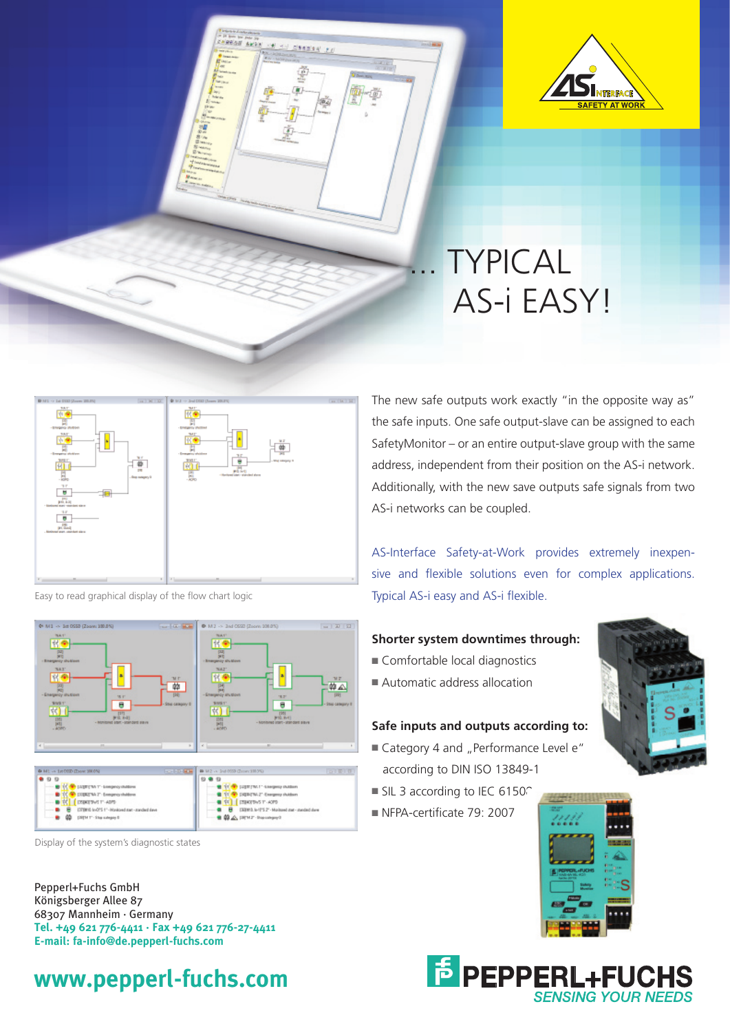# ... TYPICAL AS-i EASY!

Easy to read graphical display of the flow chart logic

Display of the system's diagnostic states

The new safe outputs work exactly "in the opposite way as" the safe inputs. One safe output-slave can be assigned to each SafetyMonitor – or an entire output-slave group with the same address, independent from their position on the AS-i network. Additionally, with the new save outputs safe signals from two AS-i networks can be coupled.

AS-Interface Safety-at-Work provides extremely inexpensive and flexible solutions even for complex applications. Typical AS-i easy and AS-i flexible.

**Shorter system downtimes through:**

- Comfortable local diagnostics
- Automatic address allocation

**Safe inputs and outputs according to:**

- Category 4 and „Performance Level e" according to DIN ISO 13849-1
- SIL 3 according to IEC 61508
- NFPA-certificate 79: 2007

Pepperl+Fuchs GmbH
Königsberger Allee 87
68307 Mannheim · Germany
**Tel. +49 621 776-4411 · Fax +49 621 776-27-4411**
**E-mail: fa-info@de.pepperl-fuchs.com**

**www.pepperl-fuchs.com**

PEPPERL+FUCHS
SENSING YOUR NEEDS